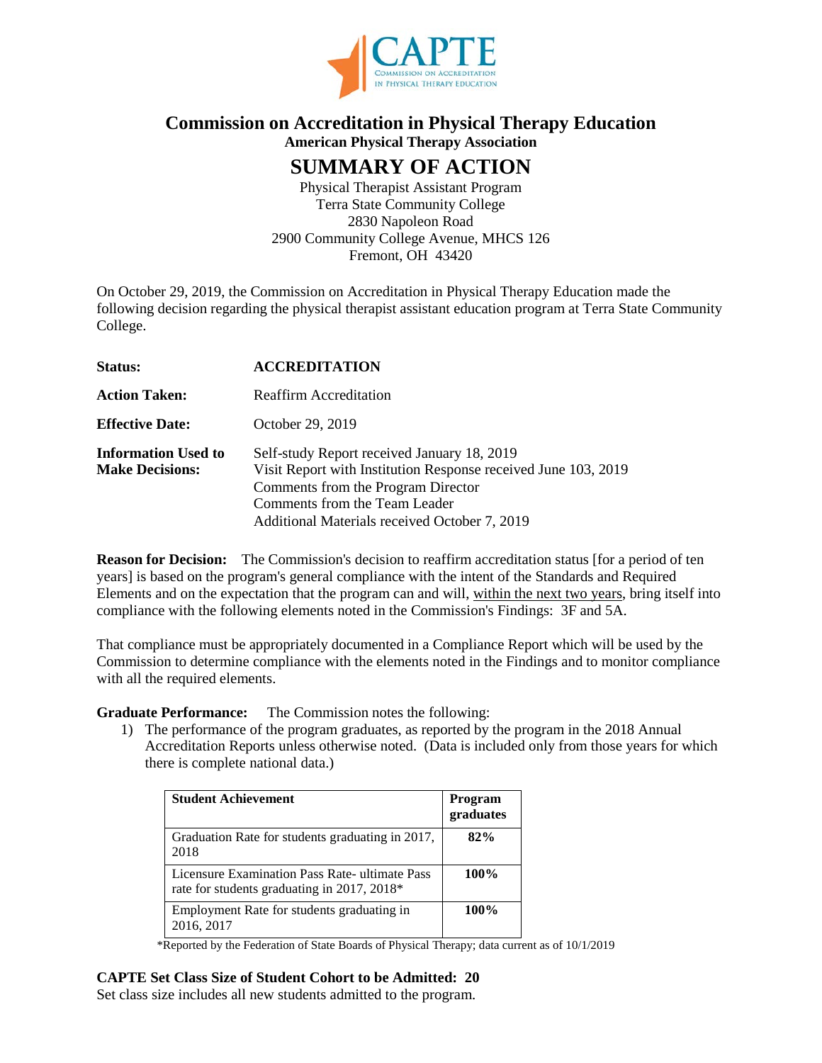# Commission on Accreditation in Physical Therapy Education

**American Physical Therapy Association**

## SUMMARY OF ACTION

Physical Therapist Assistant Program
Terra State Community College
2830 Napoleon Road
2900 Community College Avenue, MHCS 126
Fremont, OH 43420

On October 29, 2019, the Commission on Accreditation in Physical Therapy Education made the following decision regarding the physical therapist assistant education program at Terra State Community College.

**Status:** **ACCREDITATION**

**Action Taken:** Reaffirm Accreditation

**Effective Date:** October 29, 2019

**Information Used to Make Decisions:**
Self-study Report received January 18, 2019
Visit Report with Institution Response received June 103, 2019
Comments from the Program Director
Comments from the Team Leader
Additional Materials received October 7, 2019

**Reason for Decision:** The Commission's decision to reaffirm accreditation status [for a period of ten years] is based on the program's general compliance with the intent of the Standards and Required Elements and on the expectation that the program can and will, within the next two years, bring itself into compliance with the following elements noted in the Commission's Findings: 3F and 5A.

That compliance must be appropriately documented in a Compliance Report which will be used by the Commission to determine compliance with the elements noted in the Findings and to monitor compliance with all the required elements.

**Graduate Performance:** The Commission notes the following:

1) The performance of the program graduates, as reported by the program in the 2018 Annual Accreditation Reports unless otherwise noted. (Data is included only from those years for which there is complete national data.)

| Student Achievement | Program graduates |
|---|---|
| Graduation Rate for students graduating in 2017, 2018 | **82%** |
| Licensure Examination Pass Rate- ultimate Pass rate for students graduating in 2017, 2018* | **100%** |
| Employment Rate for students graduating in 2016, 2017 | **100%** |

*Reported by the Federation of State Boards of Physical Therapy; data current as of 10/1/2019

**CAPTE Set Class Size of Student Cohort to be Admitted: 20**

Set class size includes all new students admitted to the program.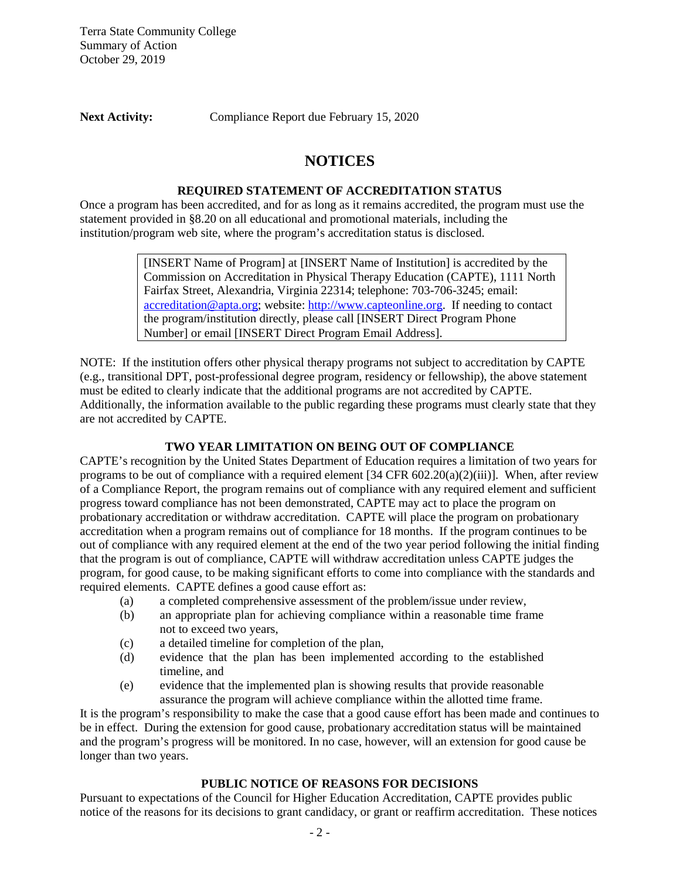**Next Activity:** Compliance Report due February 15, 2020

# NOTICES

## REQUIRED STATEMENT OF ACCREDITATION STATUS

Once a program has been accredited, and for as long as it remains accredited, the program must use the statement provided in §8.20 on all educational and promotional materials, including the institution/program web site, where the program's accreditation status is disclosed.

> [INSERT Name of Program] at [INSERT Name of Institution] is accredited by the Commission on Accreditation in Physical Therapy Education (CAPTE), 1111 North Fairfax Street, Alexandria, Virginia 22314; telephone: 703-706-3245; email: accreditation@apta.org; website: http://www.capteonline.org. If needing to contact the program/institution directly, please call [INSERT Direct Program Phone Number] or email [INSERT Direct Program Email Address].

NOTE: If the institution offers other physical therapy programs not subject to accreditation by CAPTE (e.g., transitional DPT, post-professional degree program, residency or fellowship), the above statement must be edited to clearly indicate that the additional programs are not accredited by CAPTE. Additionally, the information available to the public regarding these programs must clearly state that they are not accredited by CAPTE.

## TWO YEAR LIMITATION ON BEING OUT OF COMPLIANCE

CAPTE's recognition by the United States Department of Education requires a limitation of two years for programs to be out of compliance with a required element [34 CFR 602.20(a)(2)(iii)]. When, after review of a Compliance Report, the program remains out of compliance with any required element and sufficient progress toward compliance has not been demonstrated, CAPTE may act to place the program on probationary accreditation or withdraw accreditation. CAPTE will place the program on probationary accreditation when a program remains out of compliance for 18 months. If the program continues to be out of compliance with any required element at the end of the two year period following the initial finding that the program is out of compliance, CAPTE will withdraw accreditation unless CAPTE judges the program, for good cause, to be making significant efforts to come into compliance with the standards and required elements. CAPTE defines a good cause effort as:

(a) a completed comprehensive assessment of the problem/issue under review,
(b) an appropriate plan for achieving compliance within a reasonable time frame not to exceed two years,
(c) a detailed timeline for completion of the plan,
(d) evidence that the plan has been implemented according to the established timeline, and
(e) evidence that the implemented plan is showing results that provide reasonable assurance the program will achieve compliance within the allotted time frame.

It is the program's responsibility to make the case that a good cause effort has been made and continues to be in effect. During the extension for good cause, probationary accreditation status will be maintained and the program's progress will be monitored. In no case, however, will an extension for good cause be longer than two years.

## PUBLIC NOTICE OF REASONS FOR DECISIONS

Pursuant to expectations of the Council for Higher Education Accreditation, CAPTE provides public notice of the reasons for its decisions to grant candidacy, or grant or reaffirm accreditation. These notices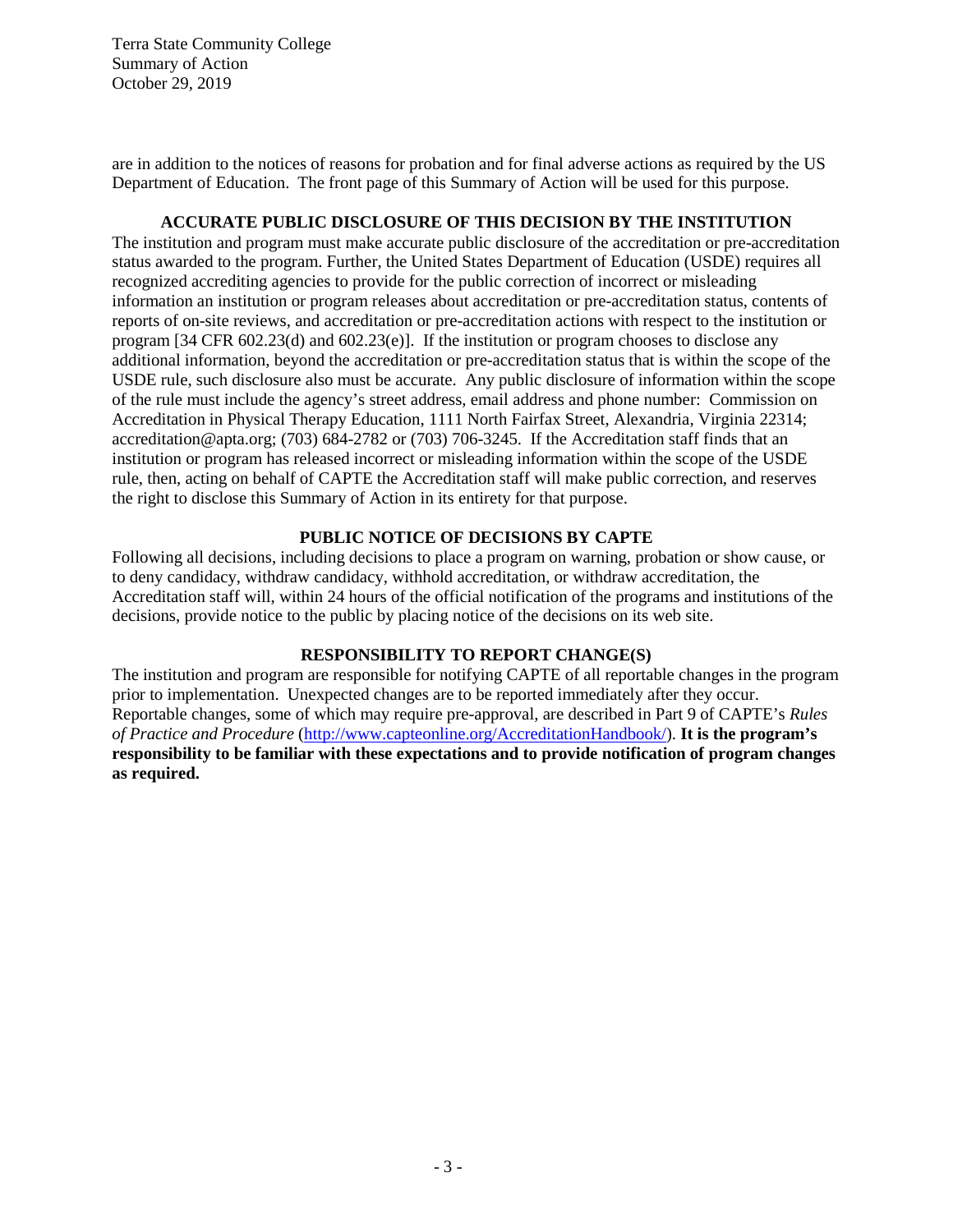are in addition to the notices of reasons for probation and for final adverse actions as required by the US Department of Education. The front page of this Summary of Action will be used for this purpose.

## ACCURATE PUBLIC DISCLOSURE OF THIS DECISION BY THE INSTITUTION

The institution and program must make accurate public disclosure of the accreditation or pre-accreditation status awarded to the program. Further, the United States Department of Education (USDE) requires all recognized accrediting agencies to provide for the public correction of incorrect or misleading information an institution or program releases about accreditation or pre-accreditation status, contents of reports of on-site reviews, and accreditation or pre-accreditation actions with respect to the institution or program [34 CFR 602.23(d) and 602.23(e)]. If the institution or program chooses to disclose any additional information, beyond the accreditation or pre-accreditation status that is within the scope of the USDE rule, such disclosure also must be accurate. Any public disclosure of information within the scope of the rule must include the agency's street address, email address and phone number: Commission on Accreditation in Physical Therapy Education, 1111 North Fairfax Street, Alexandria, Virginia 22314; accreditation@apta.org; (703) 684-2782 or (703) 706-3245. If the Accreditation staff finds that an institution or program has released incorrect or misleading information within the scope of the USDE rule, then, acting on behalf of CAPTE the Accreditation staff will make public correction, and reserves the right to disclose this Summary of Action in its entirety for that purpose.

## PUBLIC NOTICE OF DECISIONS BY CAPTE

Following all decisions, including decisions to place a program on warning, probation or show cause, or to deny candidacy, withdraw candidacy, withhold accreditation, or withdraw accreditation, the Accreditation staff will, within 24 hours of the official notification of the programs and institutions of the decisions, provide notice to the public by placing notice of the decisions on its web site.

## RESPONSIBILITY TO REPORT CHANGE(S)

The institution and program are responsible for notifying CAPTE of all reportable changes in the program prior to implementation. Unexpected changes are to be reported immediately after they occur. Reportable changes, some of which may require pre-approval, are described in Part 9 of CAPTE's *Rules of Practice and Procedure* (http://www.capteonline.org/AccreditationHandbook/). **It is the program's responsibility to be familiar with these expectations and to provide notification of program changes as required.**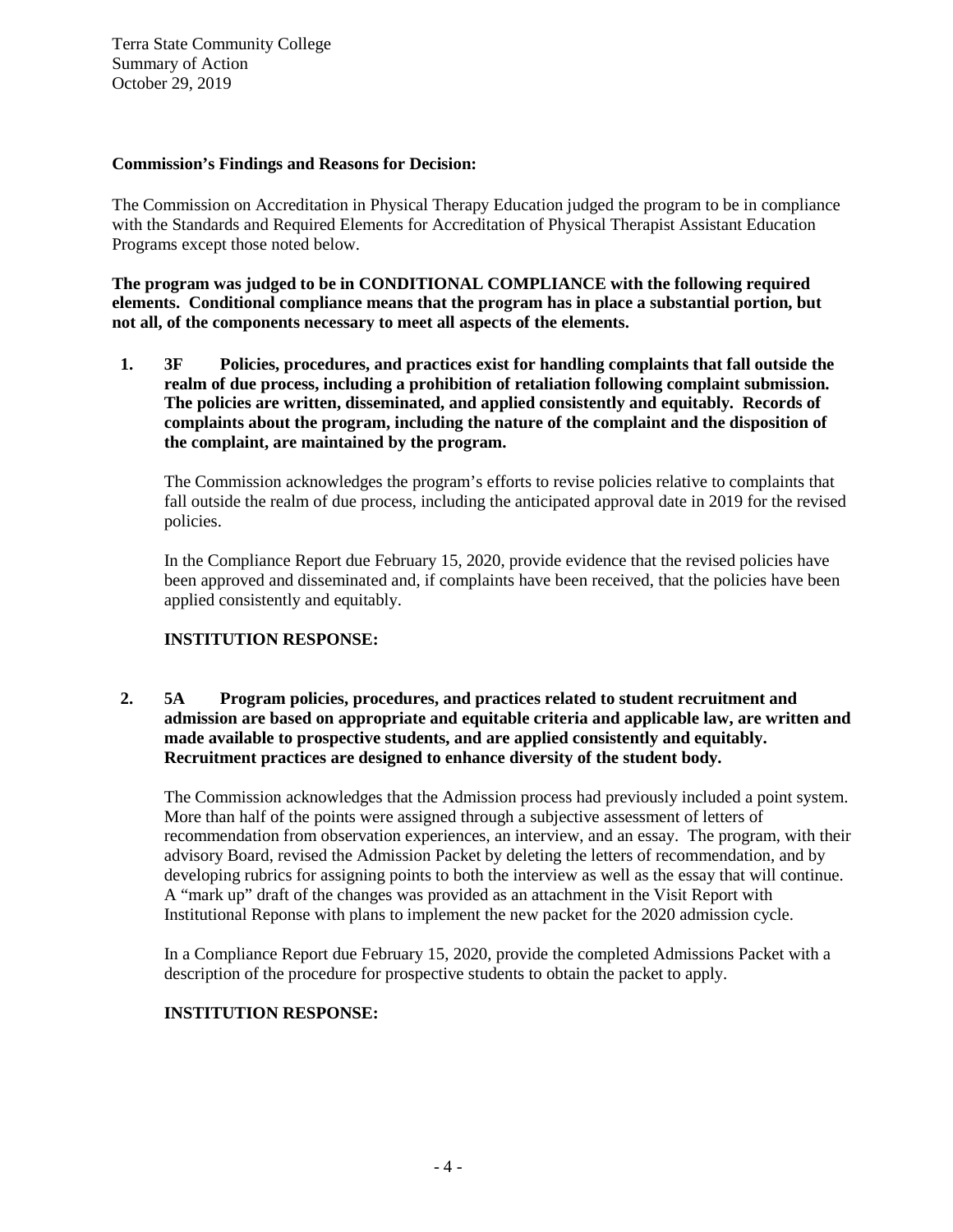**Commission's Findings and Reasons for Decision:**

The Commission on Accreditation in Physical Therapy Education judged the program to be in compliance with the Standards and Required Elements for Accreditation of Physical Therapist Assistant Education Programs except those noted below.

**The program was judged to be in CONDITIONAL COMPLIANCE with the following required elements. Conditional compliance means that the program has in place a substantial portion, but not all, of the components necessary to meet all aspects of the elements.**

**1. 3F Policies, procedures, and practices exist for handling complaints that fall outside the realm of due process, including a prohibition of retaliation following complaint submission. The policies are written, disseminated, and applied consistently and equitably. Records of complaints about the program, including the nature of the complaint and the disposition of the complaint, are maintained by the program.**

The Commission acknowledges the program's efforts to revise policies relative to complaints that fall outside the realm of due process, including the anticipated approval date in 2019 for the revised policies.

In the Compliance Report due February 15, 2020, provide evidence that the revised policies have been approved and disseminated and, if complaints have been received, that the policies have been applied consistently and equitably.

**INSTITUTION RESPONSE:**

**2. 5A Program policies, procedures, and practices related to student recruitment and admission are based on appropriate and equitable criteria and applicable law, are written and made available to prospective students, and are applied consistently and equitably. Recruitment practices are designed to enhance diversity of the student body.**

The Commission acknowledges that the Admission process had previously included a point system. More than half of the points were assigned through a subjective assessment of letters of recommendation from observation experiences, an interview, and an essay. The program, with their advisory Board, revised the Admission Packet by deleting the letters of recommendation, and by developing rubrics for assigning points to both the interview as well as the essay that will continue. A "mark up" draft of the changes was provided as an attachment in the Visit Report with Institutional Reponse with plans to implement the new packet for the 2020 admission cycle.

In a Compliance Report due February 15, 2020, provide the completed Admissions Packet with a description of the procedure for prospective students to obtain the packet to apply.

**INSTITUTION RESPONSE:**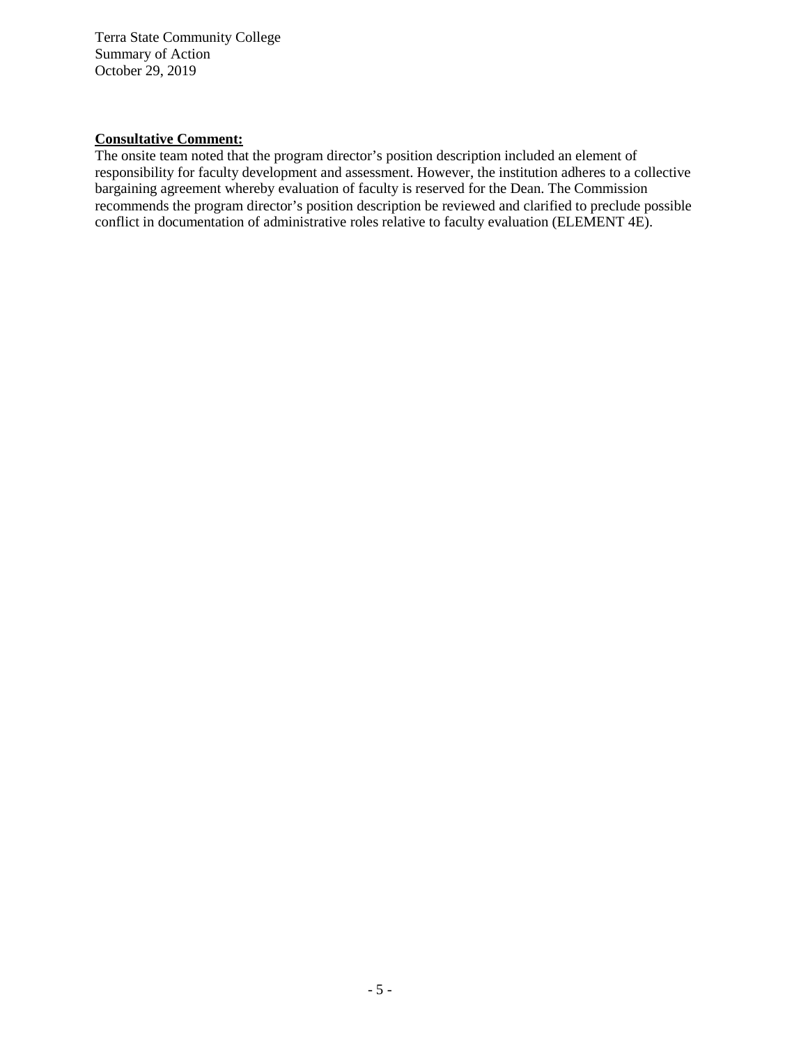**Consultative Comment:**

The onsite team noted that the program director's position description included an element of responsibility for faculty development and assessment. However, the institution adheres to a collective bargaining agreement whereby evaluation of faculty is reserved for the Dean. The Commission recommends the program director's position description be reviewed and clarified to preclude possible conflict in documentation of administrative roles relative to faculty evaluation (ELEMENT 4E).